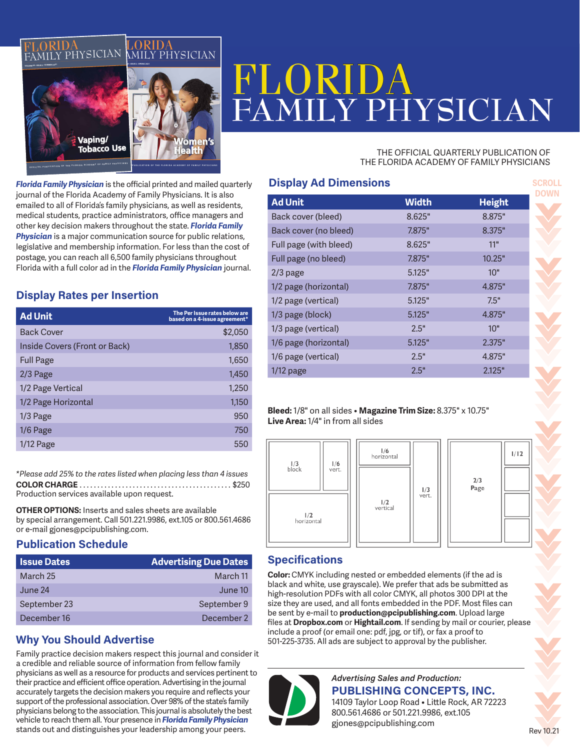# FLORIDA FAMILY PHYSICIAN

THE OFFICIAL QUARTERLY PUBLICATION OF THE FLORIDA ACADEMY OF FAMILY PHYSICIANS

***Florida Family Physician*** is the official printed and mailed quarterly journal of the Florida Academy of Family Physicians. It is also emailed to all of Florida's family physicians, as well as residents, medical students, practice administrators, office managers and other key decision makers throughout the state. ***Florida Family Physician*** is a major communication source for public relations, legislative and membership information. For less than the cost of postage, you can reach all 6,500 family physicians throughout Florida with a full color ad in the ***Florida Family Physician*** journal.

## Display Rates per Insertion

| Ad Unit | The Per Issue rates below are based on a 4-issue agreement* |
|---|---|
| Back Cover | $2,050 |
| Inside Covers (Front or Back) | 1,850 |
| Full Page | 1,650 |
| 2/3 Page | 1,450 |
| 1/2 Page Vertical | 1,250 |
| 1/2 Page Horizontal | 1,150 |
| 1/3 Page | 950 |
| 1/6 Page | 750 |
| 1/12 Page | 550 |

*Please add 25% to the rates listed when placing less than 4 issues*

**COLOR CHARGE** ........................................ $250

Production services available upon request.

**OTHER OPTIONS:** Inserts and sales sheets are available by special arrangement. Call 501.221.9986, ext.105 or 800.561.4686 or e-mail gjones@pcipublishing.com.

## Publication Schedule

| Issue Dates | Advertising Due Dates |
|---|---|
| March 25 | March 11 |
| June 24 | June 10 |
| September 23 | September 9 |
| December 16 | December 2 |

## Why You Should Advertise

Family practice decision makers respect this journal and consider it a credible and reliable source of information from fellow family physicians as well as a resource for products and services pertinent to their practice and efficient office operation. Advertising in the journal accurately targets the decision makers you require and reflects your support of the professional association. Over 98% of the state's family physicians belong to the association. This journal is absolutely the best vehicle to reach them all. Your presence in ***Florida Family Physician*** stands out and distinguishes your leadership among your peers.

## Display Ad Dimensions

| Ad Unit | Width | Height |
|---|---|---|
| Back cover (bleed) | 8.625" | 8.875" |
| Back cover (no bleed) | 7.875" | 8.375" |
| Full page (with bleed) | 8.625" | 11" |
| Full page (no bleed) | 7.875" | 10.25" |
| 2/3 page | 5.125" | 10" |
| 1/2 page (horizontal) | 7.875" | 4.875" |
| 1/2 page (vertical) | 5.125" | 7.5" |
| 1/3 page (block) | 5.125" | 4.875" |
| 1/3 page (vertical) | 2.5" | 10" |
| 1/6 page (horizontal) | 5.125" | 2.375" |
| 1/6 page (vertical) | 2.5" | 4.875" |
| 1/12 page | 2.5" | 2.125" |

**Bleed:** 1/8" on all sides • **Magazine Trim Size:** 8.375" x 10.75"
**Live Area:** 1/4" in from all sides

## Specifications

**Color:** CMYK including nested or embedded elements (if the ad is black and white, use grayscale). We prefer that ads be submitted as high-resolution PDFs with all color CMYK, all photos 300 DPI at the size they are used, and all fonts embedded in the PDF. Most files can be sent by e-mail to **production@pcipublishing.com**. Upload large files at **Dropbox.com** or **Hightail.com**. If sending by mail or courier, please include a proof (or email one: pdf, jpg, or tif), or fax a proof to 501-225-3735. All ads are subject to approval by the publisher.

*Advertising Sales and Production:*

**PUBLISHING CONCEPTS, INC.**
14109 Taylor Loop Road • Little Rock, AR 72223
800.561.4686 or 501.221.9986, ext.105
gjones@pcipublishing.com

Rev 10.21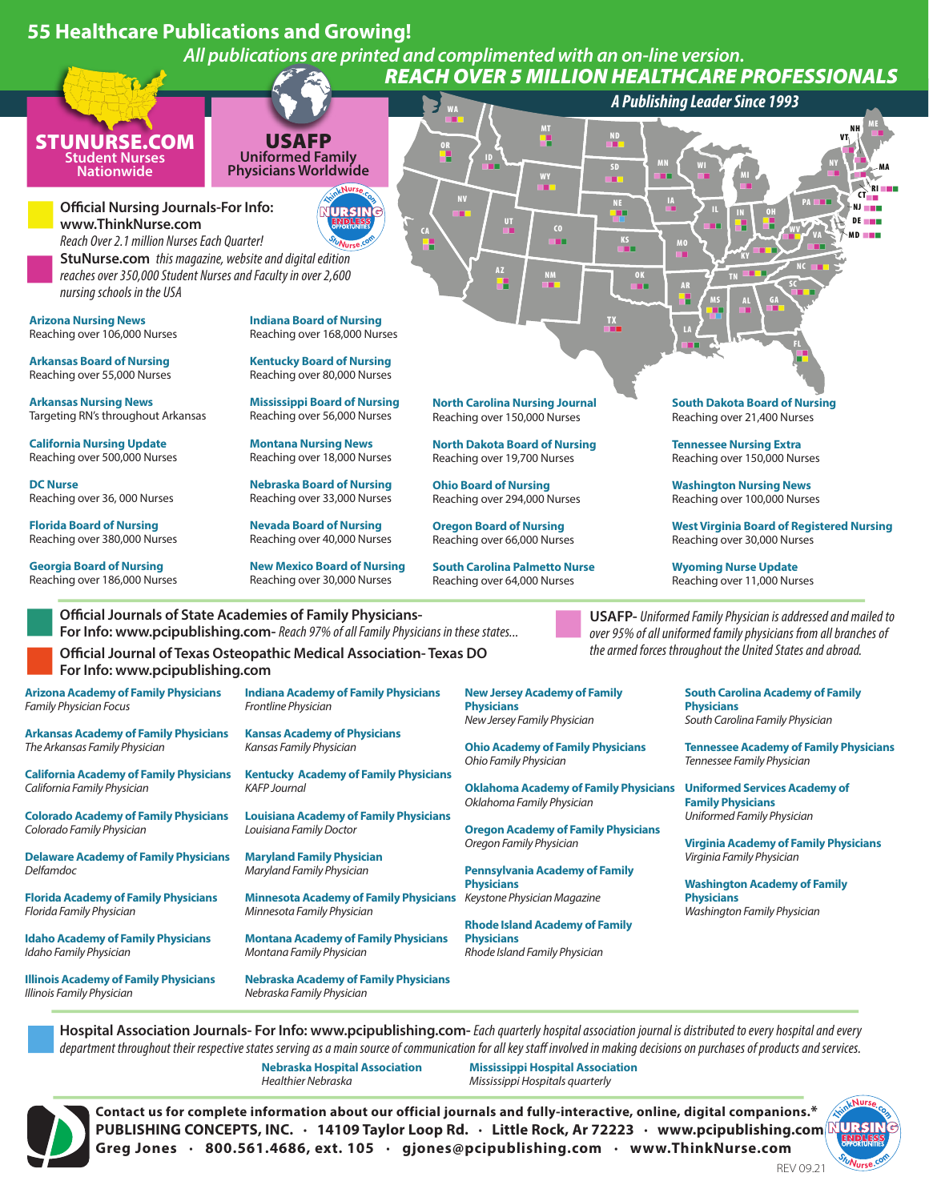# 55 Healthcare Publications and Growing!

*All publications are printed and complimented with an on-line version.*

***REACH OVER 5 MILLION HEALTHCARE PROFESSIONALS***

*A Publishing Leader Since 1993*

**STUNURSE.COM**
Student Nurses Nationwide

**USAFP**
Uniformed Family Physicians Worldwide

**Official Nursing Journals-For Info: www.ThinkNurse.com**
*Reach Over 2.1 million Nurses Each Quarter!*

**StuNurse.com** *this magazine, website and digital edition reaches over 350,000 Student Nurses and Faculty in over 2,600 nursing schools in the USA*

**Arizona Nursing News**
Reaching over 106,000 Nurses

**Arkansas Board of Nursing**
Reaching over 55,000 Nurses

**Arkansas Nursing News**
Targeting RN's throughout Arkansas

**California Nursing Update**
Reaching over 500,000 Nurses

**DC Nurse**
Reaching over 36, 000 Nurses

**Florida Board of Nursing**
Reaching over 380,000 Nurses

**Georgia Board of Nursing**
Reaching over 186,000 Nurses

**Indiana Board of Nursing**
Reaching over 168,000 Nurses

**Kentucky Board of Nursing**
Reaching over 80,000 Nurses

**Mississippi Board of Nursing**
Reaching over 56,000 Nurses

**Montana Nursing News**
Reaching over 18,000 Nurses

**Nebraska Board of Nursing**
Reaching over 33,000 Nurses

**Nevada Board of Nursing**
Reaching over 40,000 Nurses

**New Mexico Board of Nursing**
Reaching over 30,000 Nurses

**North Carolina Nursing Journal**
Reaching over 150,000 Nurses

**North Dakota Board of Nursing**
Reaching over 19,700 Nurses

**Ohio Board of Nursing**
Reaching over 294,000 Nurses

**Oregon Board of Nursing**
Reaching over 66,000 Nurses

**South Carolina Palmetto Nurse**
Reaching over 64,000 Nurses

**South Dakota Board of Nursing**
Reaching over 21,400 Nurses

**Tennessee Nursing Extra**
Reaching over 150,000 Nurses

**Washington Nursing News**
Reaching over 100,000 Nurses

**West Virginia Board of Registered Nursing**
Reaching over 30,000 Nurses

**Wyoming Nurse Update**
Reaching over 11,000 Nurses

**Official Journals of State Academies of Family Physicians- For Info: www.pcipublishing.com-** *Reach 97% of all Family Physicians in these states...*

**Official Journal of Texas Osteopathic Medical Association- Texas DO For Info: www.pcipublishing.com**

**USAFP-** *Uniformed Family Physician is addressed and mailed to over 95% of all uniformed family physicians from all branches of the armed forces throughout the United States and abroad.*

**Arizona Academy of Family Physicians**
*Family Physician Focus*

**Arkansas Academy of Family Physicians**
*The Arkansas Family Physician*

**California Academy of Family Physicians**
*California Family Physician*

**Colorado Academy of Family Physicians**
*Colorado Family Physician*

**Delaware Academy of Family Physicians**
*Delfamdoc*

**Florida Academy of Family Physicians**
*Florida Family Physician*

**Idaho Academy of Family Physicians**
*Idaho Family Physician*

**Illinois Academy of Family Physicians**
*Illinois Family Physician*

**Indiana Academy of Family Physicians**
*Frontline Physician*

**Kansas Academy of Physicians**
*Kansas Family Physician*

**Kentucky Academy of Family Physicians**
*KAFP Journal*

**Louisiana Academy of Family Physicians**
*Louisiana Family Doctor*

**Maryland Family Physician**
*Maryland Family Physician*

**Minnesota Academy of Family Physicians**
*Minnesota Family Physician*

**Montana Academy of Family Physicians**
*Montana Family Physician*

**Nebraska Academy of Family Physicians**
*Nebraska Family Physician*

**New Jersey Academy of Family Physicians**
*New Jersey Family Physician*

**Ohio Academy of Family Physicians**
*Ohio Family Physician*

**Oklahoma Academy of Family Physicians**
*Oklahoma Family Physician*

**Oregon Academy of Family Physicians**
*Oregon Family Physician*

**Pennsylvania Academy of Family Physicians**
*Keystone Physician Magazine*

**Rhode Island Academy of Family Physicians**
*Rhode Island Family Physician*

**South Carolina Academy of Family Physicians**
*South Carolina Family Physician*

**Tennessee Academy of Family Physicians**
*Tennessee Family Physician*

**Uniformed Services Academy of Family Physicians**
*Uniformed Family Physician*

**Virginia Academy of Family Physicians**
*Virginia Family Physician*

**Washington Academy of Family Physicians**
*Washington Family Physician*

**Hospital Association Journals- For Info: www.pcipublishing.com-** *Each quarterly hospital association journal is distributed to every hospital and every department throughout their respective states serving as a main source of communication for all key staff involved in making decisions on purchases of products and services.*

**Nebraska Hospital Association**
*Healthier Nebraska*

**Mississippi Hospital Association**
*Mississippi Hospitals quarterly*

**Contact us for complete information about our official journals and fully-interactive, online, digital companions.***
**PUBLISHING CONCEPTS, INC. · 14109 Taylor Loop Rd. · Little Rock, Ar 72223 · www.pcipublishing.com**
**Greg Jones · 800.561.4686, ext. 105 · gjones@pcipublishing.com · www.ThinkNurse.com**

REV 09.21